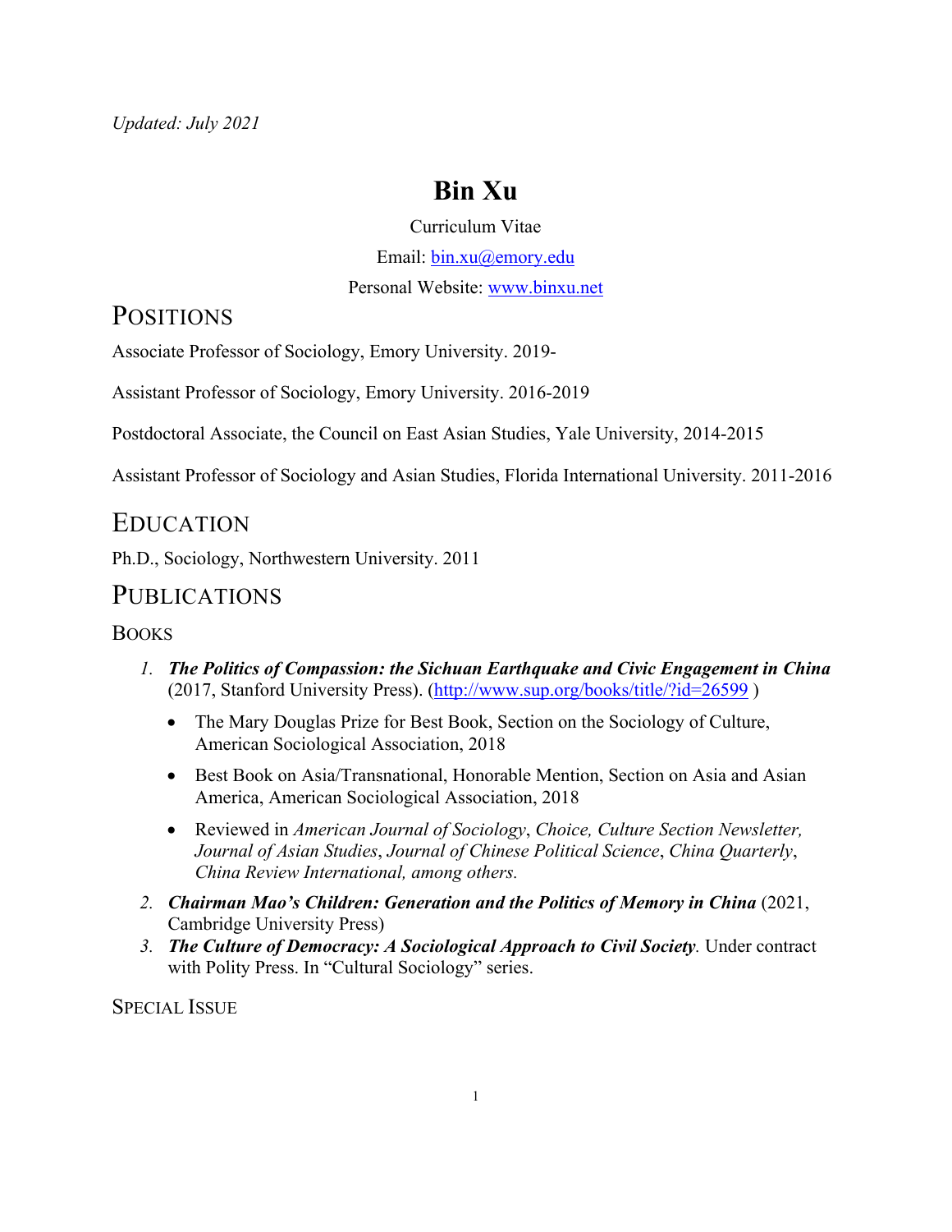*Updated: July 2021*

# Bin Xu

Curriculum Vitae

Email: bin.xu@emory.edu

Personal Website: www.binxu.net

## Positions

Associate Professor of Sociology, Emory University. 2019-

Assistant Professor of Sociology, Emory University. 2016-2019

Postdoctoral Associate, the Council on East Asian Studies, Yale University, 2014-2015

Assistant Professor of Sociology and Asian Studies, Florida International University. 2011-2016

## Education

Ph.D., Sociology, Northwestern University. 2011

## Publications

### Books

1. ***The Politics of Compassion: the Sichuan Earthquake and Civic Engagement in China*** (2017, Stanford University Press). (http://www.sup.org/books/title/?id=26599 )
   - The Mary Douglas Prize for Best Book, Section on the Sociology of Culture, American Sociological Association, 2018
   - Best Book on Asia/Transnational, Honorable Mention, Section on Asia and Asian America, American Sociological Association, 2018
   - Reviewed in *American Journal of Sociology*, *Choice, Culture Section Newsletter, Journal of Asian Studies*, *Journal of Chinese Political Science*, *China Quarterly*, *China Review International, among others.*
2. ***Chairman Mao's Children: Generation and the Politics of Memory in China*** (2021, Cambridge University Press)
3. ***The Culture of Democracy: A Sociological Approach to Civil Society****.* Under contract with Polity Press. In "Cultural Sociology" series.

### Special Issue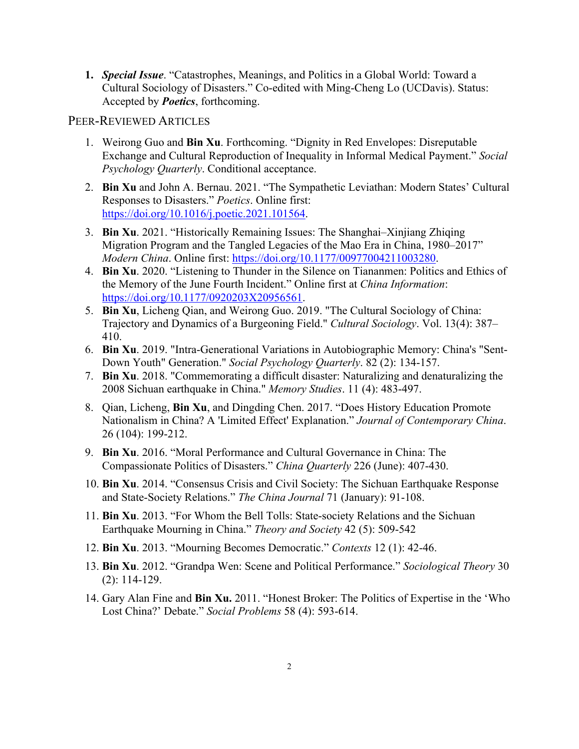1. ***Special Issue***. "Catastrophes, Meanings, and Politics in a Global World: Toward a Cultural Sociology of Disasters." Co-edited with Ming-Cheng Lo (UCDavis). Status: Accepted by ***Poetics***, forthcoming.

## PEER-REVIEWED ARTICLES

1. Weirong Guo and **Bin Xu**. Forthcoming. "Dignity in Red Envelopes: Disreputable Exchange and Cultural Reproduction of Inequality in Informal Medical Payment." *Social Psychology Quarterly*. Conditional acceptance.
2. **Bin Xu** and John A. Bernau. 2021. "The Sympathetic Leviathan: Modern States' Cultural Responses to Disasters." *Poetics*. Online first: https://doi.org/10.1016/j.poetic.2021.101564.
3. **Bin Xu**. 2021. "Historically Remaining Issues: The Shanghai–Xinjiang Zhiqing Migration Program and the Tangled Legacies of the Mao Era in China, 1980–2017" *Modern China*. Online first: https://doi.org/10.1177/00977004211003280.
4. **Bin Xu**. 2020. "Listening to Thunder in the Silence on Tiananmen: Politics and Ethics of the Memory of the June Fourth Incident." Online first at *China Information*: https://doi.org/10.1177/0920203X20956561.
5. **Bin Xu**, Licheng Qian, and Weirong Guo. 2019. "The Cultural Sociology of China: Trajectory and Dynamics of a Burgeoning Field." *Cultural Sociology*. Vol. 13(4): 387–410.
6. **Bin Xu**. 2019. "Intra-Generational Variations in Autobiographic Memory: China's "Sent-Down Youth" Generation." *Social Psychology Quarterly*. 82 (2): 134-157.
7. **Bin Xu**. 2018. "Commemorating a difficult disaster: Naturalizing and denaturalizing the 2008 Sichuan earthquake in China." *Memory Studies*. 11 (4): 483-497.
8. Qian, Licheng, **Bin Xu**, and Dingding Chen. 2017. "Does History Education Promote Nationalism in China? A 'Limited Effect' Explanation." *Journal of Contemporary China*. 26 (104): 199-212.
9. **Bin Xu**. 2016. "Moral Performance and Cultural Governance in China: The Compassionate Politics of Disasters." *China Quarterly* 226 (June): 407-430.
10. **Bin Xu**. 2014. "Consensus Crisis and Civil Society: The Sichuan Earthquake Response and State-Society Relations." *The China Journal* 71 (January): 91-108.
11. **Bin Xu**. 2013. "For Whom the Bell Tolls: State-society Relations and the Sichuan Earthquake Mourning in China." *Theory and Society* 42 (5): 509-542
12. **Bin Xu**. 2013. "Mourning Becomes Democratic." *Contexts* 12 (1): 42-46.
13. **Bin Xu**. 2012. "Grandpa Wen: Scene and Political Performance." *Sociological Theory* 30 (2): 114-129.
14. Gary Alan Fine and **Bin Xu.** 2011. "Honest Broker: The Politics of Expertise in the 'Who Lost China?' Debate." *Social Problems* 58 (4): 593-614.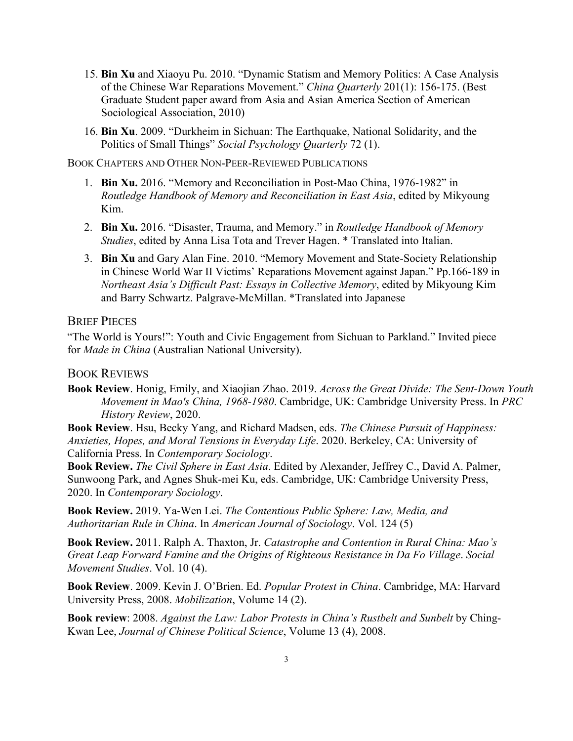15. **Bin Xu** and Xiaoyu Pu. 2010. "Dynamic Statism and Memory Politics: A Case Analysis of the Chinese War Reparations Movement." *China Quarterly* 201(1): 156-175. (Best Graduate Student paper award from Asia and Asian America Section of American Sociological Association, 2010)

16. **Bin Xu**. 2009. "Durkheim in Sichuan: The Earthquake, National Solidarity, and the Politics of Small Things" *Social Psychology Quarterly* 72 (1).

BOOK CHAPTERS AND OTHER NON-PEER-REVIEWED PUBLICATIONS

1. **Bin Xu.** 2016. "Memory and Reconciliation in Post-Mao China, 1976-1982" in *Routledge Handbook of Memory and Reconciliation in East Asia*, edited by Mikyoung Kim.

2. **Bin Xu.** 2016. "Disaster, Trauma, and Memory." in *Routledge Handbook of Memory Studies*, edited by Anna Lisa Tota and Trever Hagen. * Translated into Italian.

3. **Bin Xu** and Gary Alan Fine. 2010. "Memory Movement and State-Society Relationship in Chinese World War II Victims' Reparations Movement against Japan." Pp.166-189 in *Northeast Asia's Difficult Past: Essays in Collective Memory*, edited by Mikyoung Kim and Barry Schwartz. Palgrave-McMillan. *Translated into Japanese

## BRIEF PIECES

"The World is Yours!": Youth and Civic Engagement from Sichuan to Parkland." Invited piece for *Made in China* (Australian National University).

## BOOK REVIEWS

**Book Review**. Honig, Emily, and Xiaojian Zhao. 2019. *Across the Great Divide: The Sent-Down Youth Movement in Mao's China, 1968-1980*. Cambridge, UK: Cambridge University Press. In *PRC History Review*, 2020.

**Book Review**. Hsu, Becky Yang, and Richard Madsen, eds. *The Chinese Pursuit of Happiness: Anxieties, Hopes, and Moral Tensions in Everyday Life*. 2020. Berkeley, CA: University of California Press. In *Contemporary Sociology*.

**Book Review.** *The Civil Sphere in East Asia*. Edited by Alexander, Jeffrey C., David A. Palmer, Sunwoong Park, and Agnes Shuk-mei Ku, eds. Cambridge, UK: Cambridge University Press, 2020. In *Contemporary Sociology*.

**Book Review.** 2019. Ya-Wen Lei. *The Contentious Public Sphere: Law, Media, and Authoritarian Rule in China*. In *American Journal of Sociology*. Vol. 124 (5)

**Book Review.** 2011. Ralph A. Thaxton, Jr. *Catastrophe and Contention in Rural China: Mao's Great Leap Forward Famine and the Origins of Righteous Resistance in Da Fo Village*. *Social Movement Studies*. Vol. 10 (4).

**Book Review**. 2009. Kevin J. O'Brien. Ed. *Popular Protest in China*. Cambridge, MA: Harvard University Press, 2008. *Mobilization*, Volume 14 (2).

**Book review**: 2008. *Against the Law: Labor Protests in China's Rustbelt and Sunbelt* by Ching-Kwan Lee, *Journal of Chinese Political Science*, Volume 13 (4), 2008.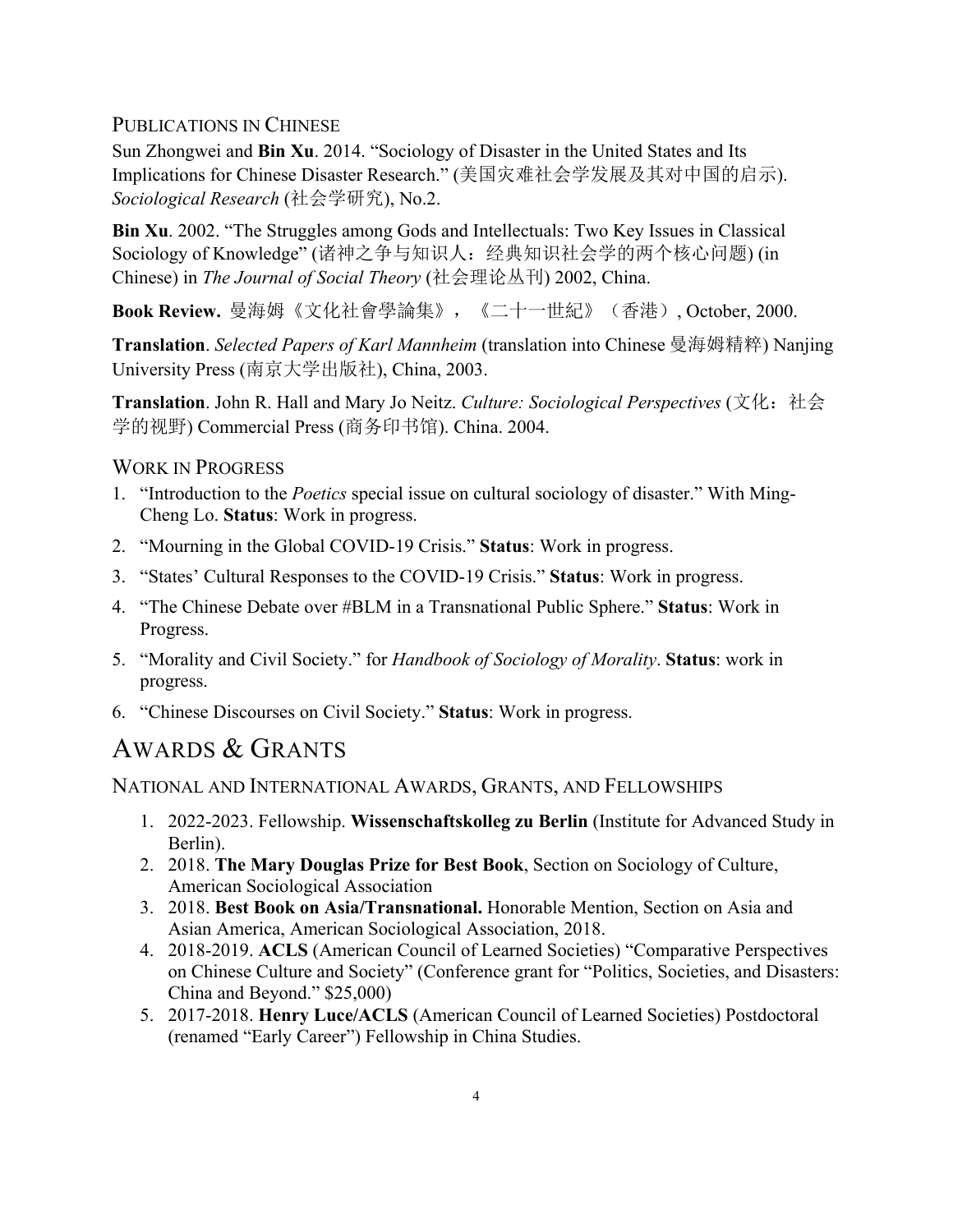### Publications in Chinese

Sun Zhongwei and **Bin Xu**. 2014. "Sociology of Disaster in the United States and Its Implications for Chinese Disaster Research." (美国灾难社会学发展及其对中国的启示). *Sociological Research* (社会学研究), No.2.

**Bin Xu**. 2002. "The Struggles among Gods and Intellectuals: Two Key Issues in Classical Sociology of Knowledge" (诸神之争与知识人：经典知识社会学的两个核心问题) (in Chinese) in *The Journal of Social Theory* (社会理论丛刊) 2002, China.

**Book Review.** 曼海姆《文化社會學論集》，《二十一世紀》（香港）, October, 2000.

**Translation**. *Selected Papers of Karl Mannheim* (translation into Chinese 曼海姆精粹) Nanjing University Press (南京大学出版社), China, 2003.

**Translation**. John R. Hall and Mary Jo Neitz. *Culture: Sociological Perspectives* (文化：社会学的视野) Commercial Press (商务印书馆). China. 2004.

### Work in Progress

1. "Introduction to the *Poetics* special issue on cultural sociology of disaster." With Ming-Cheng Lo. **Status**: Work in progress.
2. "Mourning in the Global COVID-19 Crisis." **Status**: Work in progress.
3. "States' Cultural Responses to the COVID-19 Crisis." **Status**: Work in progress.
4. "The Chinese Debate over #BLM in a Transnational Public Sphere." **Status**: Work in Progress.
5. "Morality and Civil Society." for *Handbook of Sociology of Morality*. **Status**: work in progress.
6. "Chinese Discourses on Civil Society." **Status**: Work in progress.

## Awards & Grants

### National and International Awards, Grants, and Fellowships

1. 2022-2023. Fellowship. **Wissenschaftskolleg zu Berlin** (Institute for Advanced Study in Berlin).
2. 2018. **The Mary Douglas Prize for Best Book**, Section on Sociology of Culture, American Sociological Association
3. 2018. **Best Book on Asia/Transnational.** Honorable Mention, Section on Asia and Asian America, American Sociological Association, 2018.
4. 2018-2019. **ACLS** (American Council of Learned Societies) "Comparative Perspectives on Chinese Culture and Society" (Conference grant for "Politics, Societies, and Disasters: China and Beyond." $25,000)
5. 2017-2018. **Henry Luce/ACLS** (American Council of Learned Societies) Postdoctoral (renamed "Early Career") Fellowship in China Studies.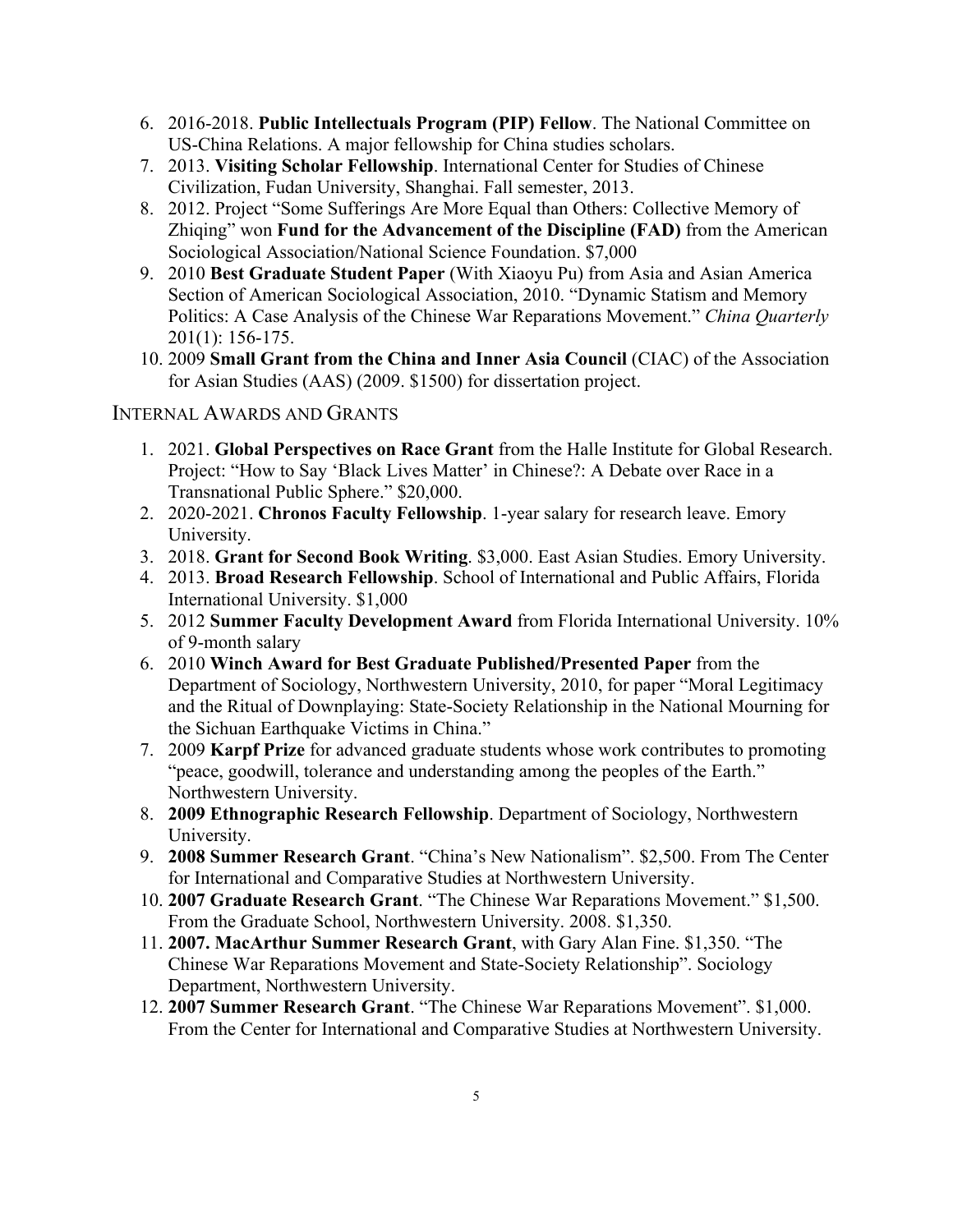6. 2016-2018. **Public Intellectuals Program (PIP) Fellow**. The National Committee on US-China Relations. A major fellowship for China studies scholars.
7. 2013. **Visiting Scholar Fellowship**. International Center for Studies of Chinese Civilization, Fudan University, Shanghai. Fall semester, 2013.
8. 2012. Project "Some Sufferings Are More Equal than Others: Collective Memory of Zhiqing" won **Fund for the Advancement of the Discipline (FAD)** from the American Sociological Association/National Science Foundation. $7,000
9. 2010 **Best Graduate Student Paper** (With Xiaoyu Pu) from Asia and Asian America Section of American Sociological Association, 2010. "Dynamic Statism and Memory Politics: A Case Analysis of the Chinese War Reparations Movement." *China Quarterly* 201(1): 156-175.
10. 2009 **Small Grant from the China and Inner Asia Council** (CIAC) of the Association for Asian Studies (AAS) (2009. $1500) for dissertation project.

INTERNAL AWARDS AND GRANTS

1. 2021. **Global Perspectives on Race Grant** from the Halle Institute for Global Research. Project: "How to Say 'Black Lives Matter' in Chinese?: A Debate over Race in a Transnational Public Sphere." $20,000.
2. 2020-2021. **Chronos Faculty Fellowship**. 1-year salary for research leave. Emory University.
3. 2018. **Grant for Second Book Writing**. $3,000. East Asian Studies. Emory University.
4. 2013. **Broad Research Fellowship**. School of International and Public Affairs, Florida International University. $1,000
5. 2012 **Summer Faculty Development Award** from Florida International University. 10% of 9-month salary
6. 2010 **Winch Award for Best Graduate Published/Presented Paper** from the Department of Sociology, Northwestern University, 2010, for paper "Moral Legitimacy and the Ritual of Downplaying: State-Society Relationship in the National Mourning for the Sichuan Earthquake Victims in China."
7. 2009 **Karpf Prize** for advanced graduate students whose work contributes to promoting "peace, goodwill, tolerance and understanding among the peoples of the Earth." Northwestern University.
8. **2009 Ethnographic Research Fellowship**. Department of Sociology, Northwestern University.
9. **2008 Summer Research Grant**. "China's New Nationalism". $2,500. From The Center for International and Comparative Studies at Northwestern University.
10. **2007 Graduate Research Grant**. "The Chinese War Reparations Movement." $1,500. From the Graduate School, Northwestern University. 2008. $1,350.
11. **2007. MacArthur Summer Research Grant**, with Gary Alan Fine. $1,350. "The Chinese War Reparations Movement and State-Society Relationship". Sociology Department, Northwestern University.
12. **2007 Summer Research Grant**. "The Chinese War Reparations Movement". $1,000. From the Center for International and Comparative Studies at Northwestern University.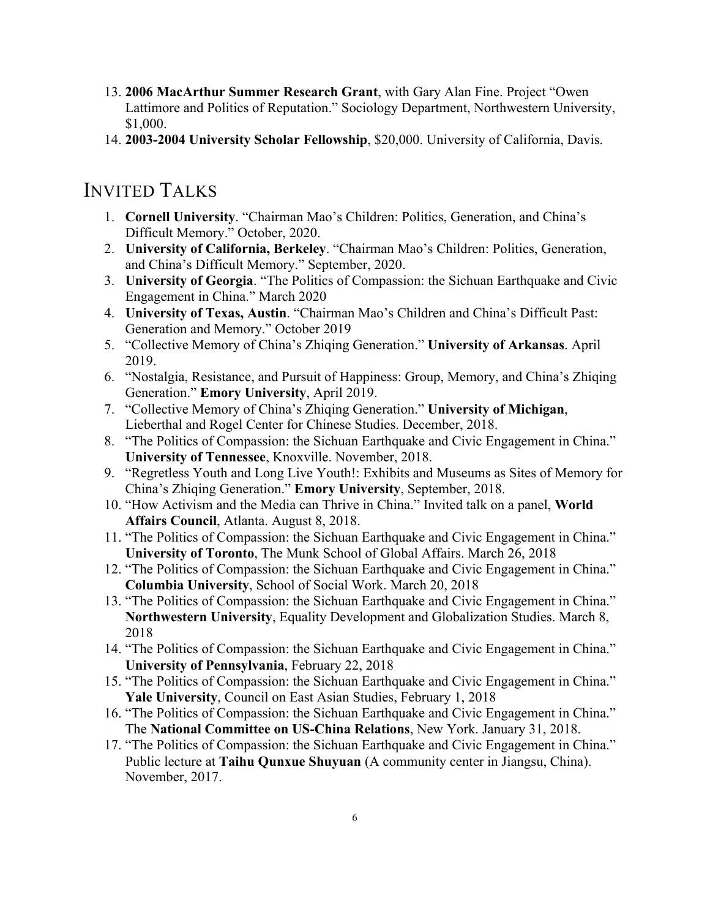13. **2006 MacArthur Summer Research Grant**, with Gary Alan Fine. Project "Owen Lattimore and Politics of Reputation." Sociology Department, Northwestern University, $1,000.
14. **2003-2004 University Scholar Fellowship**, $20,000. University of California, Davis.

## INVITED TALKS

1. **Cornell University**. "Chairman Mao's Children: Politics, Generation, and China's Difficult Memory." October, 2020.
2. **University of California, Berkeley**. "Chairman Mao's Children: Politics, Generation, and China's Difficult Memory." September, 2020.
3. **University of Georgia**. "The Politics of Compassion: the Sichuan Earthquake and Civic Engagement in China." March 2020
4. **University of Texas, Austin**. "Chairman Mao's Children and China's Difficult Past: Generation and Memory." October 2019
5. "Collective Memory of China's Zhiqing Generation." **University of Arkansas**. April 2019.
6. "Nostalgia, Resistance, and Pursuit of Happiness: Group, Memory, and China's Zhiqing Generation." **Emory University**, April 2019.
7. "Collective Memory of China's Zhiqing Generation." **University of Michigan**, Lieberthal and Rogel Center for Chinese Studies. December, 2018.
8. "The Politics of Compassion: the Sichuan Earthquake and Civic Engagement in China." **University of Tennessee**, Knoxville. November, 2018.
9. "Regretless Youth and Long Live Youth!: Exhibits and Museums as Sites of Memory for China's Zhiqing Generation." **Emory University**, September, 2018.
10. "How Activism and the Media can Thrive in China." Invited talk on a panel, **World Affairs Council**, Atlanta. August 8, 2018.
11. "The Politics of Compassion: the Sichuan Earthquake and Civic Engagement in China." **University of Toronto**, The Munk School of Global Affairs. March 26, 2018
12. "The Politics of Compassion: the Sichuan Earthquake and Civic Engagement in China." **Columbia University**, School of Social Work. March 20, 2018
13. "The Politics of Compassion: the Sichuan Earthquake and Civic Engagement in China." **Northwestern University**, Equality Development and Globalization Studies. March 8, 2018
14. "The Politics of Compassion: the Sichuan Earthquake and Civic Engagement in China." **University of Pennsylvania**, February 22, 2018
15. "The Politics of Compassion: the Sichuan Earthquake and Civic Engagement in China." **Yale University**, Council on East Asian Studies, February 1, 2018
16. "The Politics of Compassion: the Sichuan Earthquake and Civic Engagement in China." The **National Committee on US-China Relations**, New York. January 31, 2018.
17. "The Politics of Compassion: the Sichuan Earthquake and Civic Engagement in China." Public lecture at **Taihu Qunxue Shuyuan** (A community center in Jiangsu, China). November, 2017.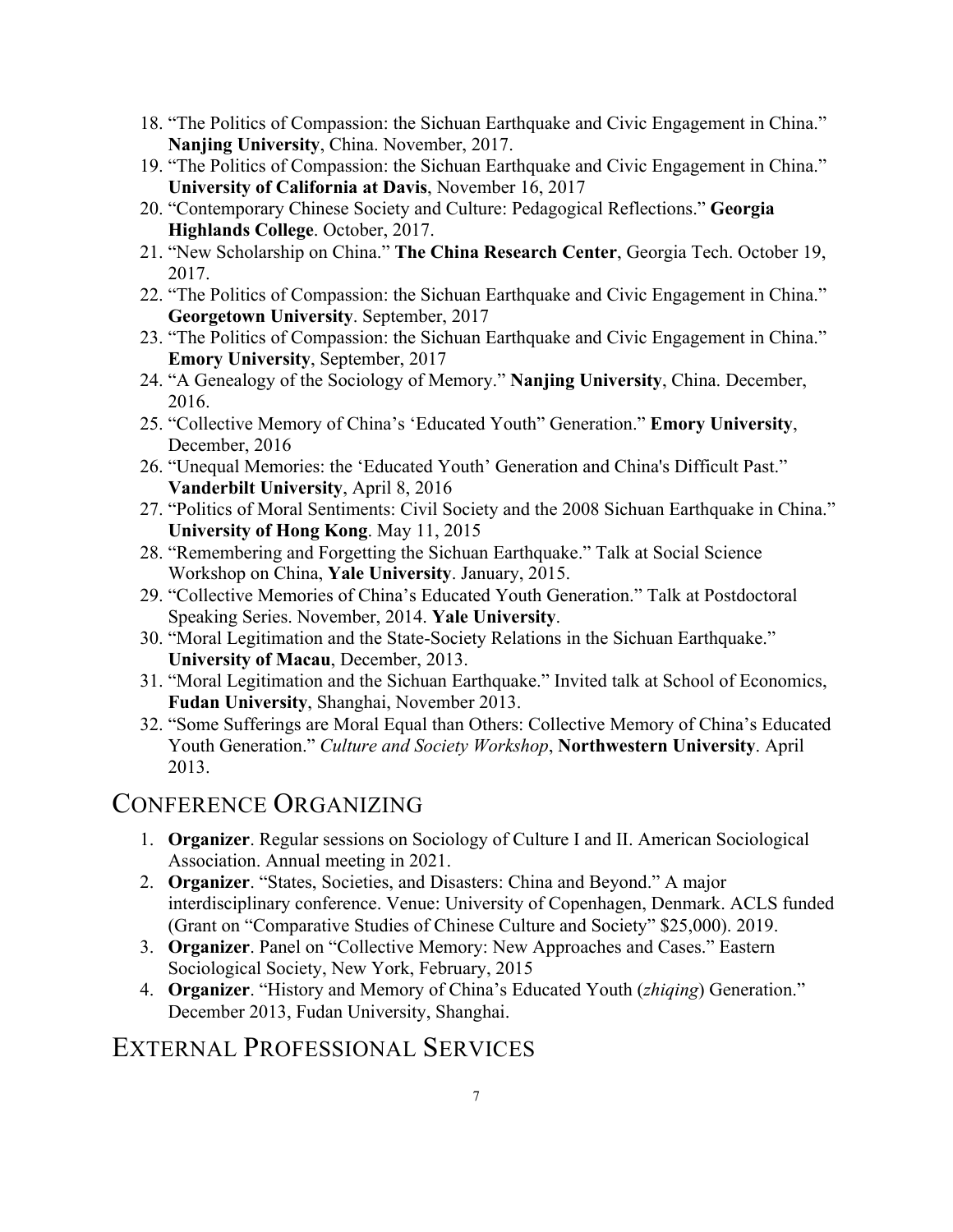18. "The Politics of Compassion: the Sichuan Earthquake and Civic Engagement in China." **Nanjing University**, China. November, 2017.
19. "The Politics of Compassion: the Sichuan Earthquake and Civic Engagement in China." **University of California at Davis**, November 16, 2017
20. "Contemporary Chinese Society and Culture: Pedagogical Reflections." **Georgia Highlands College**. October, 2017.
21. "New Scholarship on China." **The China Research Center**, Georgia Tech. October 19, 2017.
22. "The Politics of Compassion: the Sichuan Earthquake and Civic Engagement in China." **Georgetown University**. September, 2017
23. "The Politics of Compassion: the Sichuan Earthquake and Civic Engagement in China." **Emory University**, September, 2017
24. "A Genealogy of the Sociology of Memory." **Nanjing University**, China. December, 2016.
25. "Collective Memory of China's 'Educated Youth" Generation." **Emory University**, December, 2016
26. "Unequal Memories: the 'Educated Youth' Generation and China's Difficult Past." **Vanderbilt University**, April 8, 2016
27. "Politics of Moral Sentiments: Civil Society and the 2008 Sichuan Earthquake in China." **University of Hong Kong**. May 11, 2015
28. "Remembering and Forgetting the Sichuan Earthquake." Talk at Social Science Workshop on China, **Yale University**. January, 2015.
29. "Collective Memories of China's Educated Youth Generation." Talk at Postdoctoral Speaking Series. November, 2014. **Yale University**.
30. "Moral Legitimation and the State-Society Relations in the Sichuan Earthquake." **University of Macau**, December, 2013.
31. "Moral Legitimation and the Sichuan Earthquake." Invited talk at School of Economics, **Fudan University**, Shanghai, November 2013.
32. "Some Sufferings are Moral Equal than Others: Collective Memory of China's Educated Youth Generation." *Culture and Society Workshop*, **Northwestern University**. April 2013.

# CONFERENCE ORGANIZING

1. **Organizer**. Regular sessions on Sociology of Culture I and II. American Sociological Association. Annual meeting in 2021.
2. **Organizer**. "States, Societies, and Disasters: China and Beyond." A major interdisciplinary conference. Venue: University of Copenhagen, Denmark. ACLS funded (Grant on "Comparative Studies of Chinese Culture and Society" $25,000). 2019.
3. **Organizer**. Panel on "Collective Memory: New Approaches and Cases." Eastern Sociological Society, New York, February, 2015
4. **Organizer**. "History and Memory of China's Educated Youth (*zhiqing*) Generation." December 2013, Fudan University, Shanghai.

# EXTERNAL PROFESSIONAL SERVICES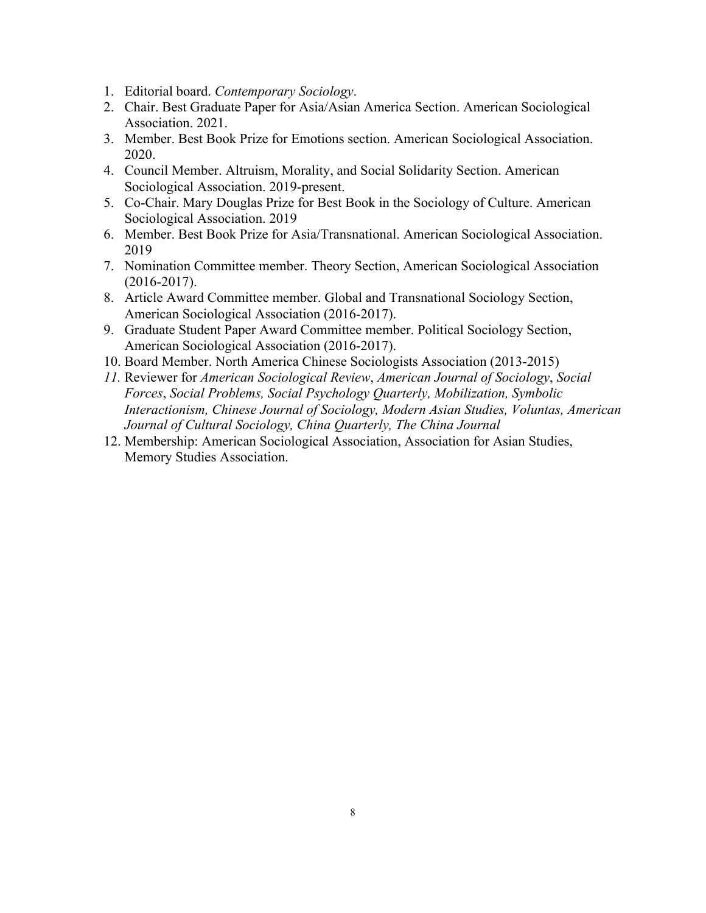1. Editorial board. *Contemporary Sociology*.
2. Chair. Best Graduate Paper for Asia/Asian America Section. American Sociological Association. 2021.
3. Member. Best Book Prize for Emotions section. American Sociological Association. 2020.
4. Council Member. Altruism, Morality, and Social Solidarity Section. American Sociological Association. 2019-present.
5. Co-Chair. Mary Douglas Prize for Best Book in the Sociology of Culture. American Sociological Association. 2019
6. Member. Best Book Prize for Asia/Transnational. American Sociological Association. 2019
7. Nomination Committee member. Theory Section, American Sociological Association (2016-2017).
8. Article Award Committee member. Global and Transnational Sociology Section, American Sociological Association (2016-2017).
9. Graduate Student Paper Award Committee member. Political Sociology Section, American Sociological Association (2016-2017).
10. Board Member. North America Chinese Sociologists Association (2013-2015)
11. Reviewer for *American Sociological Review*, *American Journal of Sociology*, *Social Forces*, *Social Problems, Social Psychology Quarterly, Mobilization, Symbolic Interactionism, Chinese Journal of Sociology, Modern Asian Studies, Voluntas, American Journal of Cultural Sociology, China Quarterly, The China Journal*
12. Membership: American Sociological Association, Association for Asian Studies, Memory Studies Association.